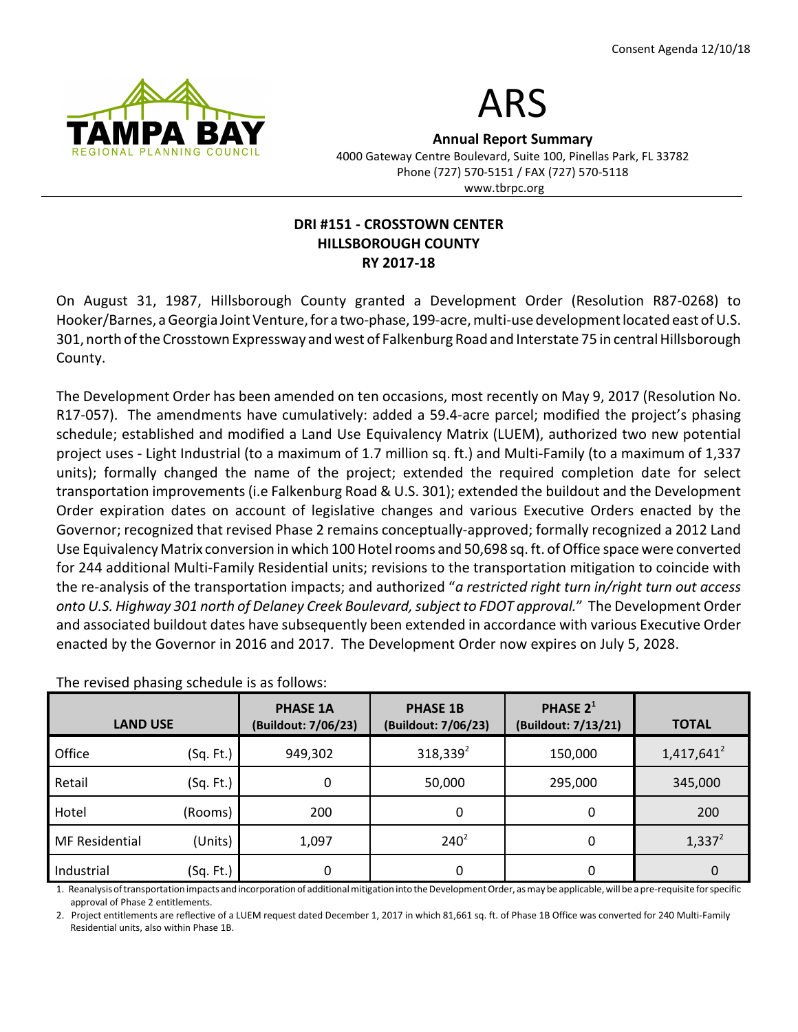Consent Agenda 12/10/18

# ARS

**Annual Report Summary**
4000 Gateway Centre Boulevard, Suite 100, Pinellas Park, FL 33782
Phone (727) 570-5151 / FAX (727) 570-5118
www.tbrpc.org

## DRI #151 - CROSSTOWN CENTER
## HILLSBOROUGH COUNTY
## RY 2017-18

On August 31, 1987, Hillsborough County granted a Development Order (Resolution R87-0268) to Hooker/Barnes, a Georgia Joint Venture, for a two-phase, 199-acre, multi-use development located east of U.S. 301, north of the Crosstown Expressway and west of Falkenburg Road and Interstate 75 in central Hillsborough County.

The Development Order has been amended on ten occasions, most recently on May 9, 2017 (Resolution No. R17-057). The amendments have cumulatively: added a 59.4-acre parcel; modified the project's phasing schedule; established and modified a Land Use Equivalency Matrix (LUEM), authorized two new potential project uses - Light Industrial (to a maximum of 1.7 million sq. ft.) and Multi-Family (to a maximum of 1,337 units); formally changed the name of the project; extended the required completion date for select transportation improvements (i.e Falkenburg Road & U.S. 301); extended the buildout and the Development Order expiration dates on account of legislative changes and various Executive Orders enacted by the Governor; recognized that revised Phase 2 remains conceptually-approved; formally recognized a 2012 Land Use Equivalency Matrix conversion in which 100 Hotel rooms and 50,698 sq. ft. of Office space were converted for 244 additional Multi-Family Residential units; revisions to the transportation mitigation to coincide with the re-analysis of the transportation impacts; and authorized "*a restricted right turn in/right turn out access onto U.S. Highway 301 north of Delaney Creek Boulevard, subject to FDOT approval.*" The Development Order and associated buildout dates have subsequently been extended in accordance with various Executive Order enacted by the Governor in 2016 and 2017. The Development Order now expires on July 5, 2028.

The revised phasing schedule is as follows:

| LAND USE | | PHASE 1A (Buildout: 7/06/23) | PHASE 1B (Buildout: 7/06/23) | PHASE 2[1] (Buildout: 7/13/21) | TOTAL |
|---|---|---|---|---|---|
| Office | (Sq. Ft.) | 949,302 | 318,339[2] | 150,000 | 1,417,641[2] |
| Retail | (Sq. Ft.) | 0 | 50,000 | 295,000 | 345,000 |
| Hotel | (Rooms) | 200 | 0 | 0 | 200 |
| MF Residential | (Units) | 1,097 | 240[2] | 0 | 1,337[2] |
| Industrial | (Sq. Ft.) | 0 | 0 | 0 | 0 |

1. Reanalysis of transportation impacts and incorporation of additional mitigation into the Development Order, as may be applicable, will be a pre-requisite for specific approval of Phase 2 entitlements.
2. Project entitlements are reflective of a LUEM request dated December 1, 2017 in which 81,661 sq. ft. of Phase 1B Office was converted for 240 Multi-Family Residential units, also within Phase 1B.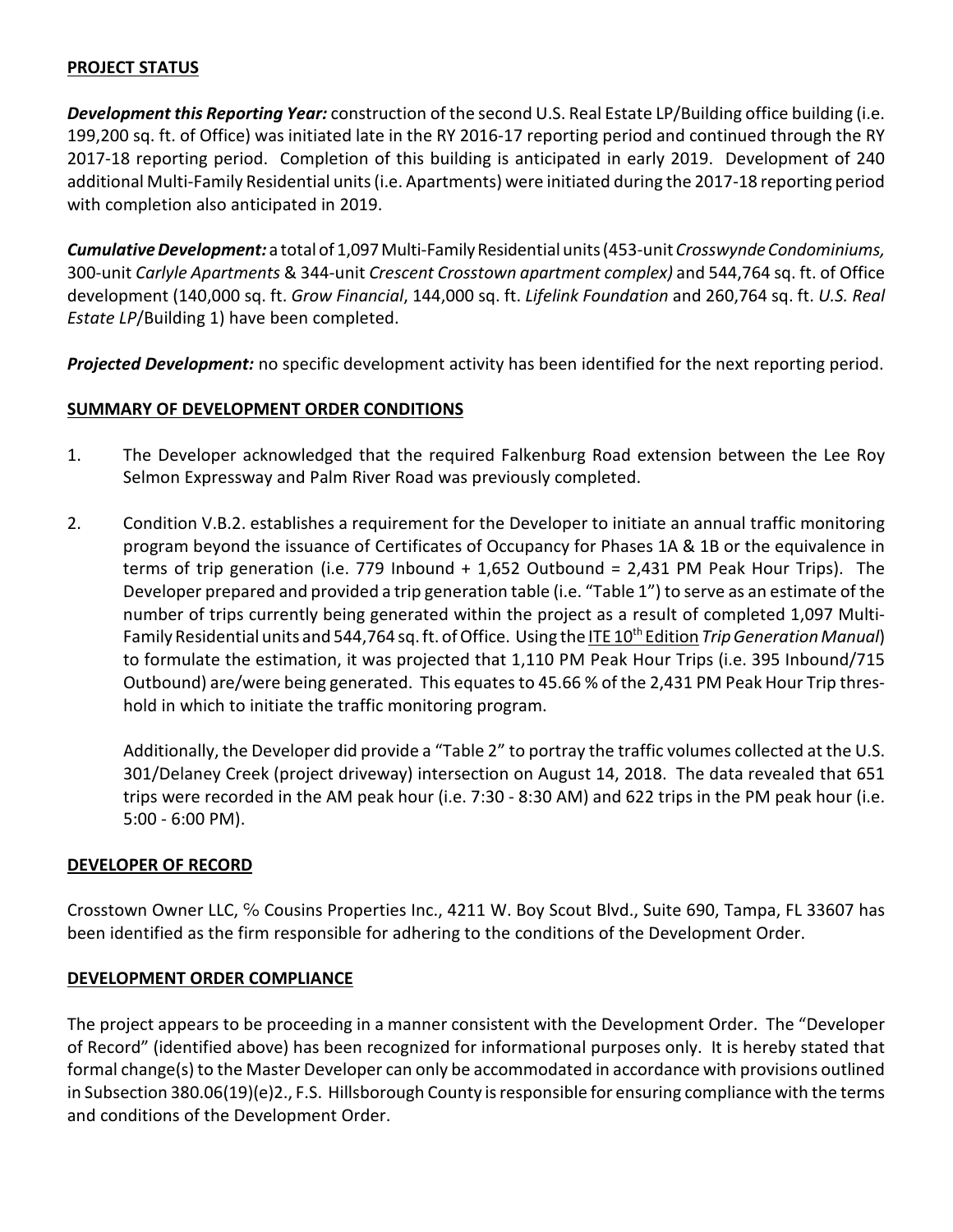**PROJECT STATUS**

***Development this Reporting Year:*** construction of the second U.S. Real Estate LP/Building office building (i.e. 199,200 sq. ft. of Office) was initiated late in the RY 2016-17 reporting period and continued through the RY 2017-18 reporting period. Completion of this building is anticipated in early 2019. Development of 240 additional Multi-Family Residential units (i.e. Apartments) were initiated during the 2017-18 reporting period with completion also anticipated in 2019.

***Cumulative Development:*** a total of 1,097 Multi-Family Residential units (453-unit *Crosswynde Condominiums,* 300-unit *Carlyle Apartments* & 344-unit *Crescent Crosstown apartment complex)* and 544,764 sq. ft. of Office development (140,000 sq. ft. *Grow Financial*, 144,000 sq. ft. *Lifelink Foundation* and 260,764 sq. ft. *U.S. Real Estate LP*/Building 1) have been completed.

***Projected Development:*** no specific development activity has been identified for the next reporting period.

**SUMMARY OF DEVELOPMENT ORDER CONDITIONS**

1. The Developer acknowledged that the required Falkenburg Road extension between the Lee Roy Selmon Expressway and Palm River Road was previously completed.

2. Condition V.B.2. establishes a requirement for the Developer to initiate an annual traffic monitoring program beyond the issuance of Certificates of Occupancy for Phases 1A & 1B or the equivalence in terms of trip generation (i.e. 779 Inbound + 1,652 Outbound = 2,431 PM Peak Hour Trips). The Developer prepared and provided a trip generation table (i.e. "Table 1") to serve as an estimate of the number of trips currently being generated within the project as a result of completed 1,097 Multi-Family Residential units and 544,764 sq. ft. of Office. Using the ITE 10th Edition *Trip Generation Manual*) to formulate the estimation, it was projected that 1,110 PM Peak Hour Trips (i.e. 395 Inbound/715 Outbound) are/were being generated. This equates to 45.66 % of the 2,431 PM Peak Hour Trip threshold in which to initiate the traffic monitoring program.

   Additionally, the Developer did provide a "Table 2" to portray the traffic volumes collected at the U.S. 301/Delaney Creek (project driveway) intersection on August 14, 2018. The data revealed that 651 trips were recorded in the AM peak hour (i.e. 7:30 - 8:30 AM) and 622 trips in the PM peak hour (i.e. 5:00 - 6:00 PM).

**DEVELOPER OF RECORD**

Crosstown Owner LLC, ℅ Cousins Properties Inc., 4211 W. Boy Scout Blvd., Suite 690, Tampa, FL 33607 has been identified as the firm responsible for adhering to the conditions of the Development Order.

**DEVELOPMENT ORDER COMPLIANCE**

The project appears to be proceeding in a manner consistent with the Development Order. The "Developer of Record" (identified above) has been recognized for informational purposes only. It is hereby stated that formal change(s) to the Master Developer can only be accommodated in accordance with provisions outlined in Subsection 380.06(19)(e)2., F.S. Hillsborough County is responsible for ensuring compliance with the terms and conditions of the Development Order.